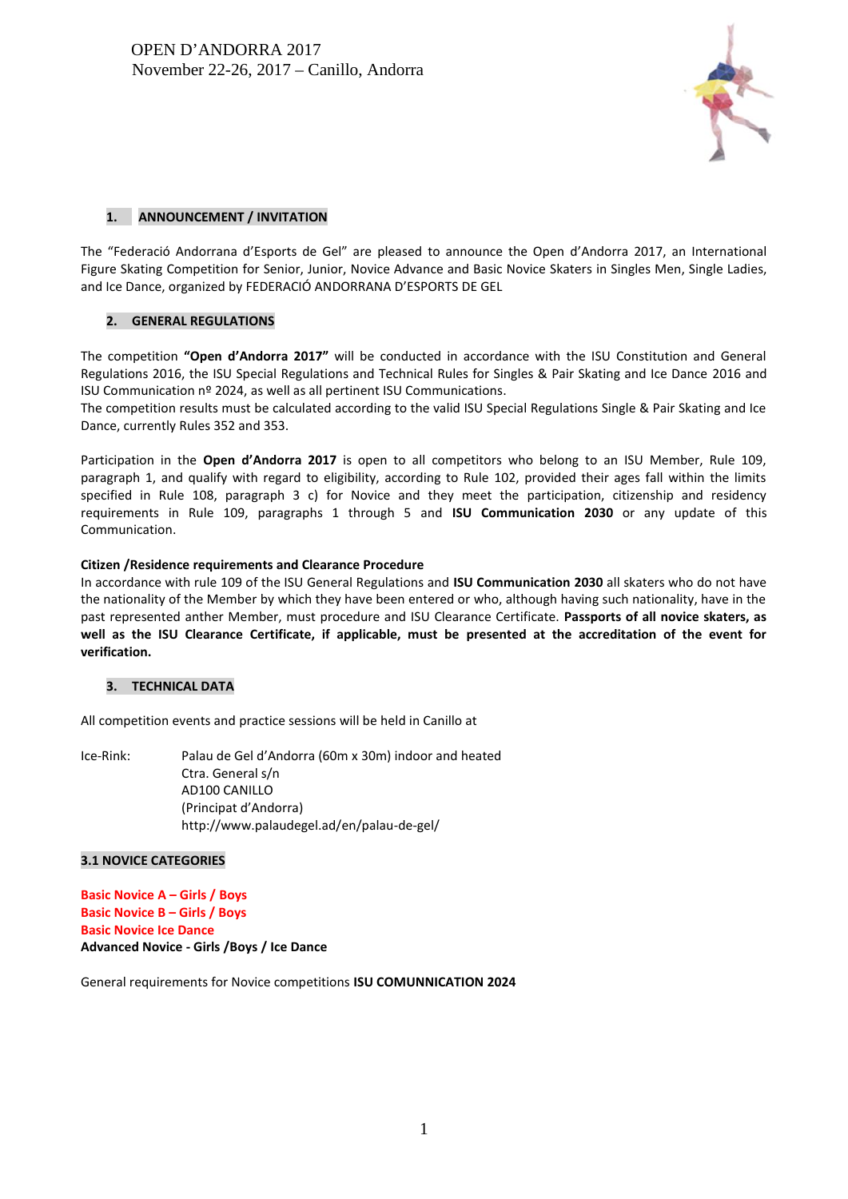OPEN D'ANDORRA 2017
November 22-26, 2017 – Canillo, Andorra

## 1. ANNOUNCEMENT / INVITATION

The "Federació Andorrana d'Esports de Gel" are pleased to announce the Open d'Andorra 2017, an International Figure Skating Competition for Senior, Junior, Novice Advance and Basic Novice Skaters in Singles Men, Single Ladies, and Ice Dance, organized by FEDERACIÓ ANDORRANA D'ESPORTS DE GEL

## 2. GENERAL REGULATIONS

The competition **"Open d'Andorra 2017"** will be conducted in accordance with the ISU Constitution and General Regulations 2016, the ISU Special Regulations and Technical Rules for Singles & Pair Skating and Ice Dance 2016 and ISU Communication nº 2024, as well as all pertinent ISU Communications.
The competition results must be calculated according to the valid ISU Special Regulations Single & Pair Skating and Ice Dance, currently Rules 352 and 353.

Participation in the **Open d'Andorra 2017** is open to all competitors who belong to an ISU Member, Rule 109, paragraph 1, and qualify with regard to eligibility, according to Rule 102, provided their ages fall within the limits specified in Rule 108, paragraph 3 c) for Novice and they meet the participation, citizenship and residency requirements in Rule 109, paragraphs 1 through 5 and **ISU Communication 2030** or any update of this Communication.

**Citizen /Residence requirements and Clearance Procedure**
In accordance with rule 109 of the ISU General Regulations and **ISU Communication 2030** all skaters who do not have the nationality of the Member by which they have been entered or who, although having such nationality, have in the past represented anther Member, must procedure and ISU Clearance Certificate. **Passports of all novice skaters, as well as the ISU Clearance Certificate, if applicable, must be presented at the accreditation of the event for verification.**

## 3. TECHNICAL DATA

All competition events and practice sessions will be held in Canillo at

Ice-Rink: Palau de Gel d'Andorra (60m x 30m) indoor and heated
Ctra. General s/n
AD100 CANILLO
(Principat d'Andorra)
http://www.palaudegel.ad/en/palau-de-gel/

### 3.1 NOVICE CATEGORIES

**Basic Novice A – Girls / Boys**
**Basic Novice B – Girls / Boys**
**Basic Novice Ice Dance**
**Advanced Novice - Girls /Boys / Ice Dance**

General requirements for Novice competitions **ISU COMUNNICATION 2024**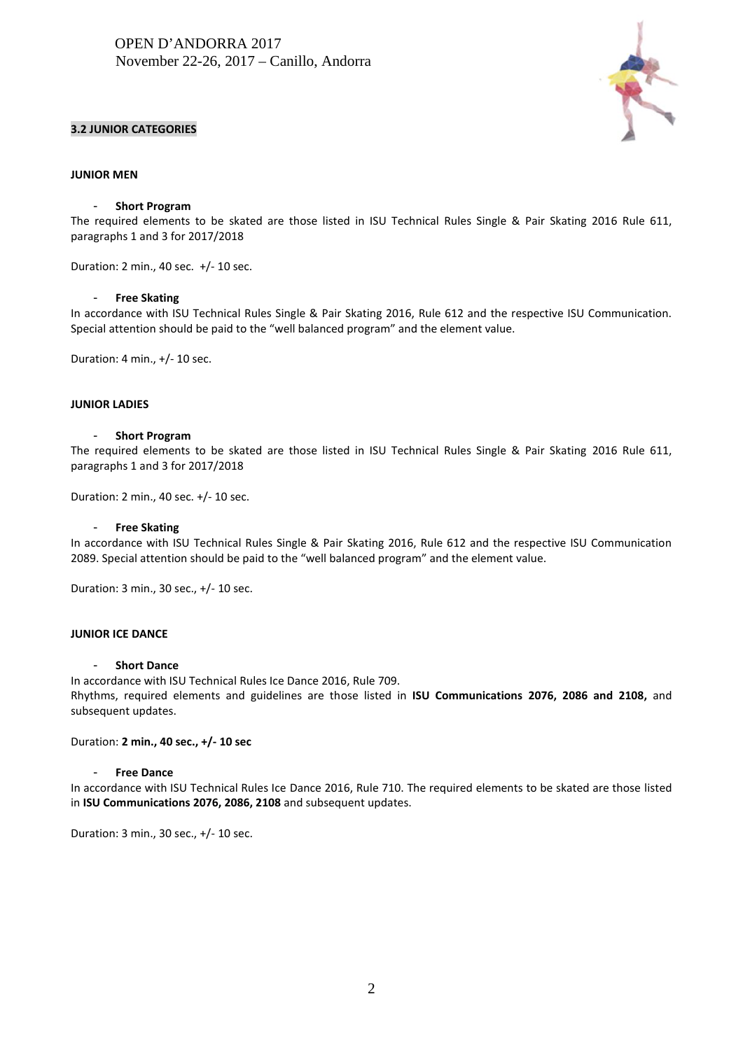### 3.2 JUNIOR CATEGORIES

**JUNIOR MEN**

- **Short Program**

The required elements to be skated are those listed in ISU Technical Rules Single & Pair Skating 2016 Rule 611, paragraphs 1 and 3 for 2017/2018

Duration: 2 min., 40 sec. +/- 10 sec.

- **Free Skating**

In accordance with ISU Technical Rules Single & Pair Skating 2016, Rule 612 and the respective ISU Communication. Special attention should be paid to the "well balanced program" and the element value.

Duration: 4 min., +/- 10 sec.

**JUNIOR LADIES**

- **Short Program**

The required elements to be skated are those listed in ISU Technical Rules Single & Pair Skating 2016 Rule 611, paragraphs 1 and 3 for 2017/2018

Duration: 2 min., 40 sec. +/- 10 sec.

- **Free Skating**

In accordance with ISU Technical Rules Single & Pair Skating 2016, Rule 612 and the respective ISU Communication 2089. Special attention should be paid to the "well balanced program" and the element value.

Duration: 3 min., 30 sec., +/- 10 sec.

**JUNIOR ICE DANCE**

- **Short Dance**

In accordance with ISU Technical Rules Ice Dance 2016, Rule 709.
Rhythms, required elements and guidelines are those listed in **ISU Communications 2076, 2086 and 2108,** and subsequent updates.

Duration: **2 min., 40 sec., +/- 10 sec**

- **Free Dance**

In accordance with ISU Technical Rules Ice Dance 2016, Rule 710. The required elements to be skated are those listed in **ISU Communications 2076, 2086, 2108** and subsequent updates.

Duration: 3 min., 30 sec., +/- 10 sec.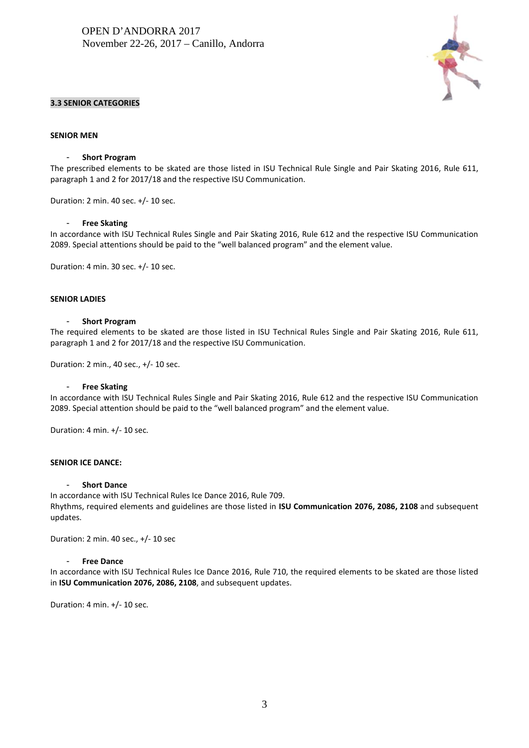### 3.3 SENIOR CATEGORIES

**SENIOR MEN**

- **Short Program**

The prescribed elements to be skated are those listed in ISU Technical Rule Single and Pair Skating 2016, Rule 611, paragraph 1 and 2 for 2017/18 and the respective ISU Communication.

Duration: 2 min. 40 sec. +/- 10 sec.

- **Free Skating**

In accordance with ISU Technical Rules Single and Pair Skating 2016, Rule 612 and the respective ISU Communication 2089. Special attentions should be paid to the "well balanced program" and the element value.

Duration: 4 min. 30 sec. +/- 10 sec.

**SENIOR LADIES**

- **Short Program**

The required elements to be skated are those listed in ISU Technical Rules Single and Pair Skating 2016, Rule 611, paragraph 1 and 2 for 2017/18 and the respective ISU Communication.

Duration: 2 min., 40 sec., +/- 10 sec.

- **Free Skating**

In accordance with ISU Technical Rules Single and Pair Skating 2016, Rule 612 and the respective ISU Communication 2089. Special attention should be paid to the "well balanced program" and the element value.

Duration: 4 min. +/- 10 sec.

**SENIOR ICE DANCE:**

- **Short Dance**

In accordance with ISU Technical Rules Ice Dance 2016, Rule 709.
Rhythms, required elements and guidelines are those listed in **ISU Communication 2076, 2086, 2108** and subsequent updates.

Duration: 2 min. 40 sec., +/- 10 sec

- **Free Dance**

In accordance with ISU Technical Rules Ice Dance 2016, Rule 710, the required elements to be skated are those listed in **ISU Communication 2076, 2086, 2108**, and subsequent updates.

Duration: 4 min. +/- 10 sec.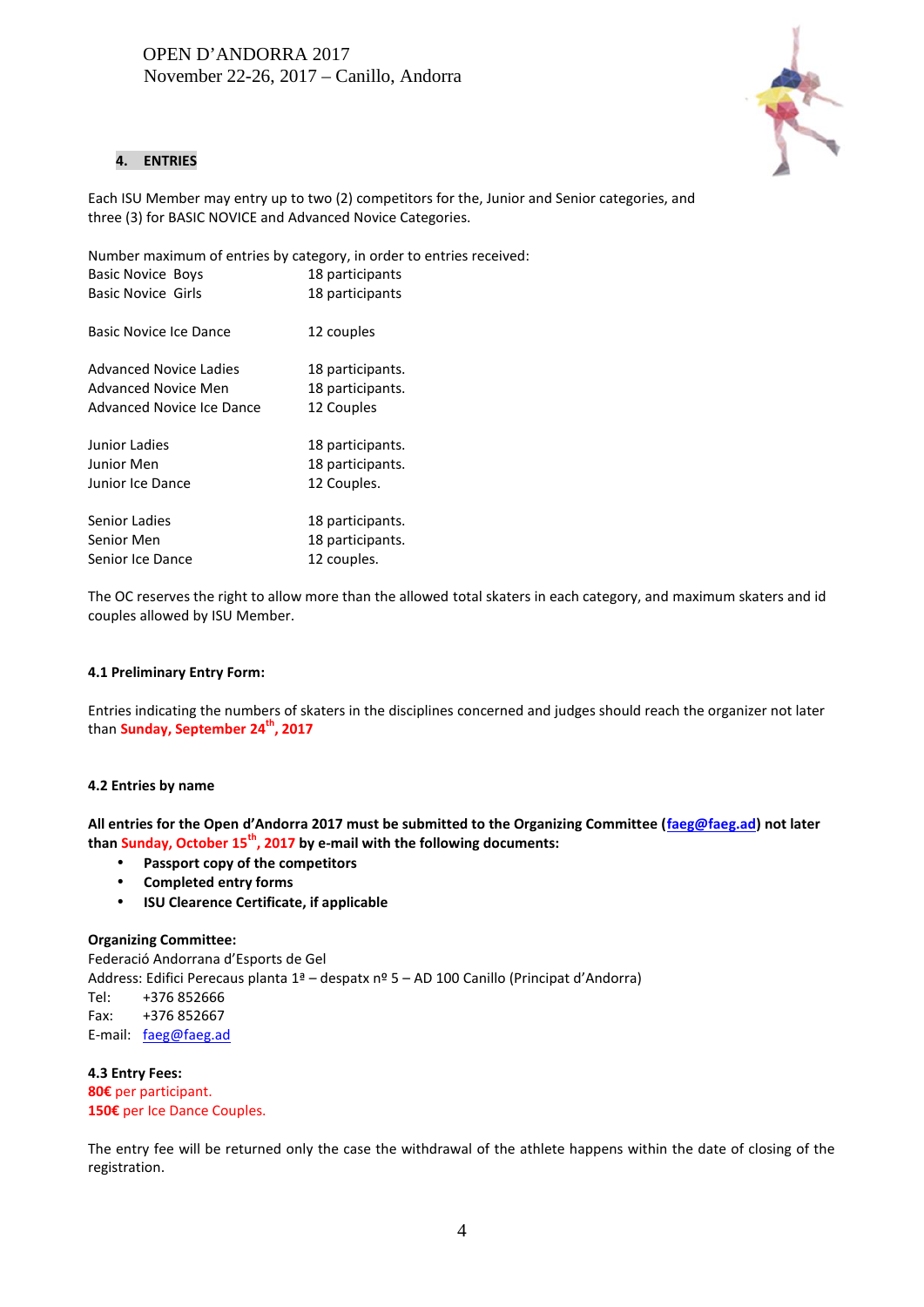## 4. ENTRIES

Each ISU Member may entry up to two (2) competitors for the, Junior and Senior categories, and three (3) for BASIC NOVICE and Advanced Novice Categories.

Number maximum of entries by category, in order to entries received:

| | |
|---|---|
| Basic Novice Boys | 18 participants |
| Basic Novice Girls | 18 participants |
| | |
| Basic Novice Ice Dance | 12 couples |
| | |
| Advanced Novice Ladies | 18 participants. |
| Advanced Novice Men | 18 participants. |
| Advanced Novice Ice Dance | 12 Couples |
| | |
| Junior Ladies | 18 participants. |
| Junior Men | 18 participants. |
| Junior Ice Dance | 12 Couples. |
| | |
| Senior Ladies | 18 participants. |
| Senior Men | 18 participants. |
| Senior Ice Dance | 12 couples. |

The OC reserves the right to allow more than the allowed total skaters in each category, and maximum skaters and id couples allowed by ISU Member.

### 4.1 Preliminary Entry Form:

Entries indicating the numbers of skaters in the disciplines concerned and judges should reach the organizer not later than **Sunday, September 24th, 2017**

### 4.2 Entries by name

**All entries for the Open d'Andorra 2017 must be submitted to the Organizing Committee (faeg@faeg.ad) not later than Sunday, October 15th, 2017 by e-mail with the following documents:**

- **Passport copy of the competitors**
- **Completed entry forms**
- **ISU Clearence Certificate, if applicable**

**Organizing Committee:**
Federació Andorrana d'Esports de Gel
Address: Edifici Perecaus planta 1ª – despatx nº 5 – AD 100 Canillo (Principat d'Andorra)
Tel: +376 852666
Fax: +376 852667
E-mail: faeg@faeg.ad

### 4.3 Entry Fees:

**80€** per participant.
**150€** per Ice Dance Couples.

The entry fee will be returned only the case the withdrawal of the athlete happens within the date of closing of the registration.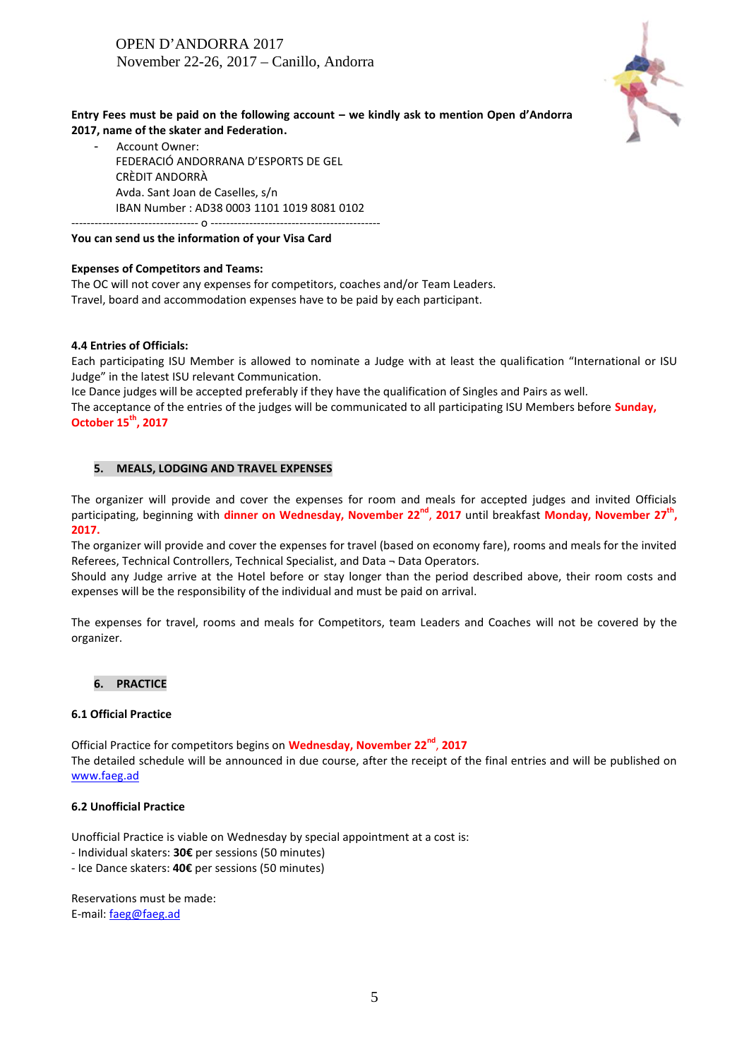Entry Fees must be paid on the following account – we kindly ask to mention Open d'Andorra 2017, name of the skater and Federation.

- Account Owner:
  FEDERACIÓ ANDORRANA D'ESPORTS DE GEL
  CRÈDIT ANDORRÀ
  Avda. Sant Joan de Caselles, s/n
  IBAN Number : AD38 0003 1101 1019 8081 0102

--------------------------------- o --------------------------------------------

**You can send us the information of your Visa Card**

**Expenses of Competitors and Teams:**

The OC will not cover any expenses for competitors, coaches and/or Team Leaders.
Travel, board and accommodation expenses have to be paid by each participant.

**4.4 Entries of Officials:**

Each participating ISU Member is allowed to nominate a Judge with at least the qualification "International or ISU Judge" in the latest ISU relevant Communication.
Ice Dance judges will be accepted preferably if they have the qualification of Singles and Pairs as well.
The acceptance of the entries of the judges will be communicated to all participating ISU Members before **Sunday, October 15th, 2017**

## 5. MEALS, LODGING AND TRAVEL EXPENSES

The organizer will provide and cover the expenses for room and meals for accepted judges and invited Officials participating, beginning with **dinner on Wednesday, November 22nd, 2017** until breakfast **Monday, November 27th, 2017.**
The organizer will provide and cover the expenses for travel (based on economy fare), rooms and meals for the invited Referees, Technical Controllers, Technical Specialist, and Data ¬ Data Operators.
Should any Judge arrive at the Hotel before or stay longer than the period described above, their room costs and expenses will be the responsibility of the individual and must be paid on arrival.

The expenses for travel, rooms and meals for Competitors, team Leaders and Coaches will not be covered by the organizer.

## 6. PRACTICE

### 6.1 Official Practice

Official Practice for competitors begins on **Wednesday, November 22nd, 2017**
The detailed schedule will be announced in due course, after the receipt of the final entries and will be published on www.faeg.ad

### 6.2 Unofficial Practice

Unofficial Practice is viable on Wednesday by special appointment at a cost is:
- Individual skaters: **30€** per sessions (50 minutes)
- Ice Dance skaters: **40€** per sessions (50 minutes)

Reservations must be made:
E-mail: faeg@faeg.ad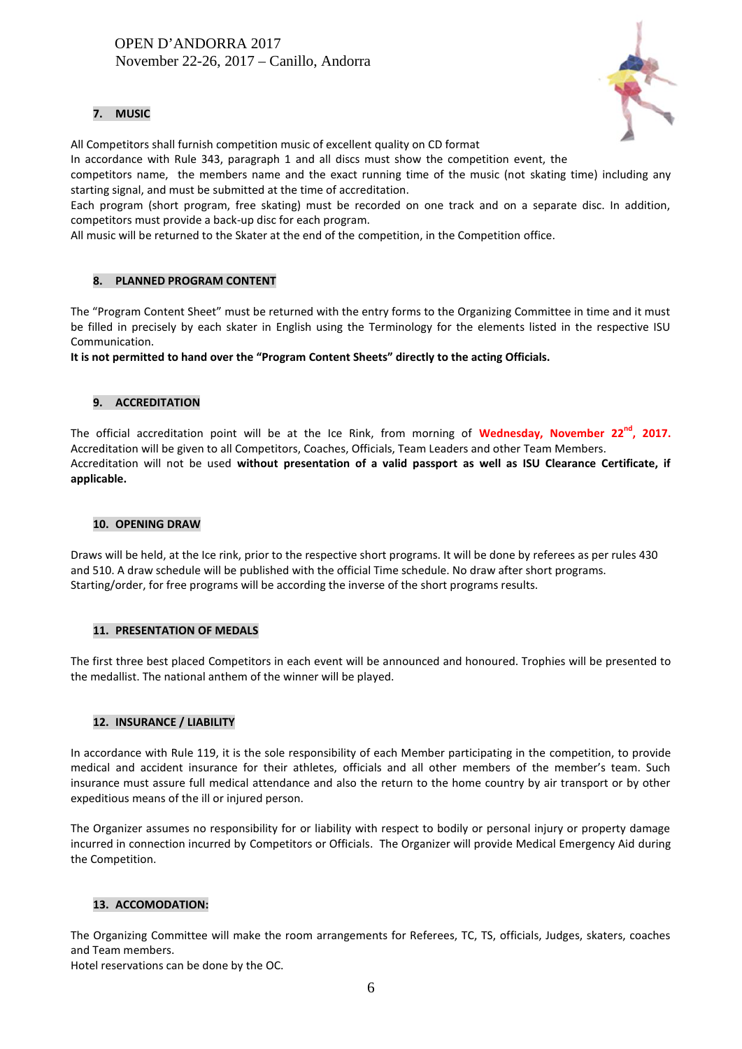## 7. MUSIC

All Competitors shall furnish competition music of excellent quality on CD format
In accordance with Rule 343, paragraph 1 and all discs must show the competition event, the competitors name, the members name and the exact running time of the music (not skating time) including any starting signal, and must be submitted at the time of accreditation.
Each program (short program, free skating) must be recorded on one track and on a separate disc. In addition, competitors must provide a back-up disc for each program.
All music will be returned to the Skater at the end of the competition, in the Competition office.

## 8. PLANNED PROGRAM CONTENT

The "Program Content Sheet" must be returned with the entry forms to the Organizing Committee in time and it must be filled in precisely by each skater in English using the Terminology for the elements listed in the respective ISU Communication.
**It is not permitted to hand over the "Program Content Sheets" directly to the acting Officials.**

## 9. ACCREDITATION

The official accreditation point will be at the Ice Rink, from morning of **Wednesday, November 22nd, 2017.**
Accreditation will be given to all Competitors, Coaches, Officials, Team Leaders and other Team Members.
Accreditation will not be used **without presentation of a valid passport as well as ISU Clearance Certificate, if applicable.**

## 10. OPENING DRAW

Draws will be held, at the Ice rink, prior to the respective short programs. It will be done by referees as per rules 430 and 510. A draw schedule will be published with the official Time schedule. No draw after short programs.
Starting/order, for free programs will be according the inverse of the short programs results.

## 11. PRESENTATION OF MEDALS

The first three best placed Competitors in each event will be announced and honoured. Trophies will be presented to the medallist. The national anthem of the winner will be played.

## 12. INSURANCE / LIABILITY

In accordance with Rule 119, it is the sole responsibility of each Member participating in the competition, to provide medical and accident insurance for their athletes, officials and all other members of the member's team. Such insurance must assure full medical attendance and also the return to the home country by air transport or by other expeditious means of the ill or injured person.

The Organizer assumes no responsibility for or liability with respect to bodily or personal injury or property damage incurred in connection incurred by Competitors or Officials. The Organizer will provide Medical Emergency Aid during the Competition.

## 13. ACCOMODATION:

The Organizing Committee will make the room arrangements for Referees, TC, TS, officials, Judges, skaters, coaches and Team members.
Hotel reservations can be done by the OC.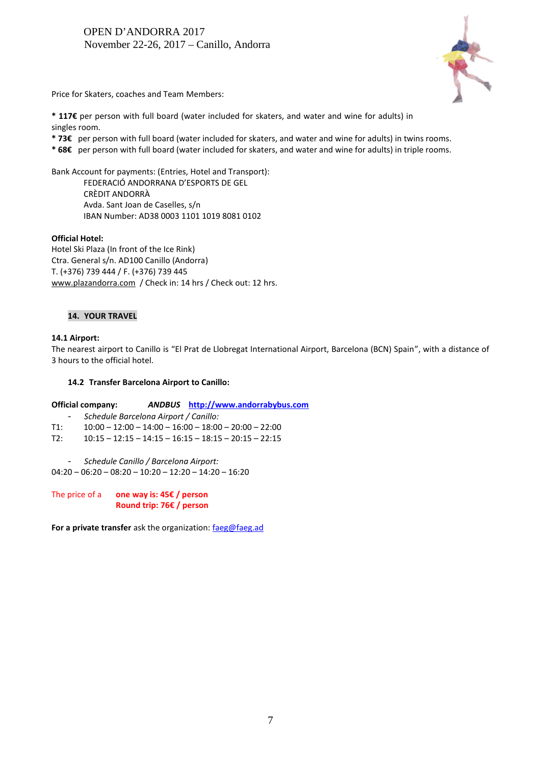OPEN D'ANDORRA 2017
November 22-26, 2017 – Canillo, Andorra

Price for Skaters, coaches and Team Members:

* **117€** per person with full board (water included for skaters, and water and wine for adults) in singles room.
* **73€** per person with full board (water included for skaters, and water and wine for adults) in twins rooms.
* **68€** per person with full board (water included for skaters, and water and wine for adults) in triple rooms.

Bank Account for payments: (Entries, Hotel and Transport):

FEDERACIÓ ANDORRANA D'ESPORTS DE GEL
CRÈDIT ANDORRÀ
Avda. Sant Joan de Caselles, s/n
IBAN Number: AD38 0003 1101 1019 8081 0102

**Official Hotel:**
Hotel Ski Plaza (In front of the Ice Rink)
Ctra. General s/n. AD100 Canillo (Andorra)
T. (+376) 739 444 / F. (+376) 739 445
www.plazandorra.com / Check in: 14 hrs / Check out: 12 hrs.

## 14. YOUR TRAVEL

### 14.1 Airport:

The nearest airport to Canillo is "El Prat de Llobregat International Airport, Barcelona (BCN) Spain", with a distance of 3 hours to the official hotel.

### 14.2 Transfer Barcelona Airport to Canillo:

**Official company:** ***ANDBUS*** **http://www.andorrabybus.com**

- *Schedule Barcelona Airport / Canillo:*

T1: 10:00 – 12:00 – 14:00 – 16:00 – 18:00 – 20:00 – 22:00
T2: 10:15 – 12:15 – 14:15 – 16:15 – 18:15 – 20:15 – 22:15

- *Schedule Canillo / Barcelona Airport:*

04:20 – 06:20 – 08:20 – 10:20 – 12:20 – 14:20 – 16:20

The price of a **one way is: 45€ / person**
**Round trip: 76€ / person**

**For a private transfer** ask the organization: faeg@faeg.ad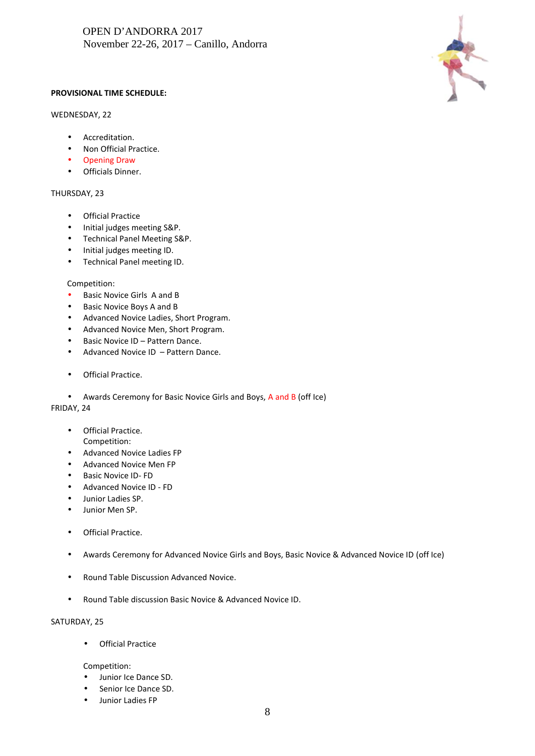OPEN D'ANDORRA 2017
November 22-26, 2017 – Canillo, Andorra

**PROVISIONAL TIME SCHEDULE:**

WEDNESDAY, 22

- Accreditation.
- Non Official Practice.
- Opening Draw
- Officials Dinner.

THURSDAY, 23

- Official Practice
- Initial judges meeting S&P.
- Technical Panel Meeting S&P.
- Initial judges meeting ID.
- Technical Panel meeting ID.

Competition:

- Basic Novice Girls A and B
- Basic Novice Boys A and B
- Advanced Novice Ladies, Short Program.
- Advanced Novice Men, Short Program.
- Basic Novice ID – Pattern Dance.
- Advanced Novice ID – Pattern Dance.

- Official Practice.

- Awards Ceremony for Basic Novice Girls and Boys, A and B (off Ice)

FRIDAY, 24

- Official Practice.
  Competition:
- Advanced Novice Ladies FP
- Advanced Novice Men FP
- Basic Novice ID- FD
- Advanced Novice ID - FD
- Junior Ladies SP.
- Junior Men SP.

- Official Practice.

- Awards Ceremony for Advanced Novice Girls and Boys, Basic Novice & Advanced Novice ID (off Ice)

- Round Table Discussion Advanced Novice.

- Round Table discussion Basic Novice & Advanced Novice ID.

SATURDAY, 25

- Official Practice

Competition:

- Junior Ice Dance SD.
- Senior Ice Dance SD.
- Junior Ladies FP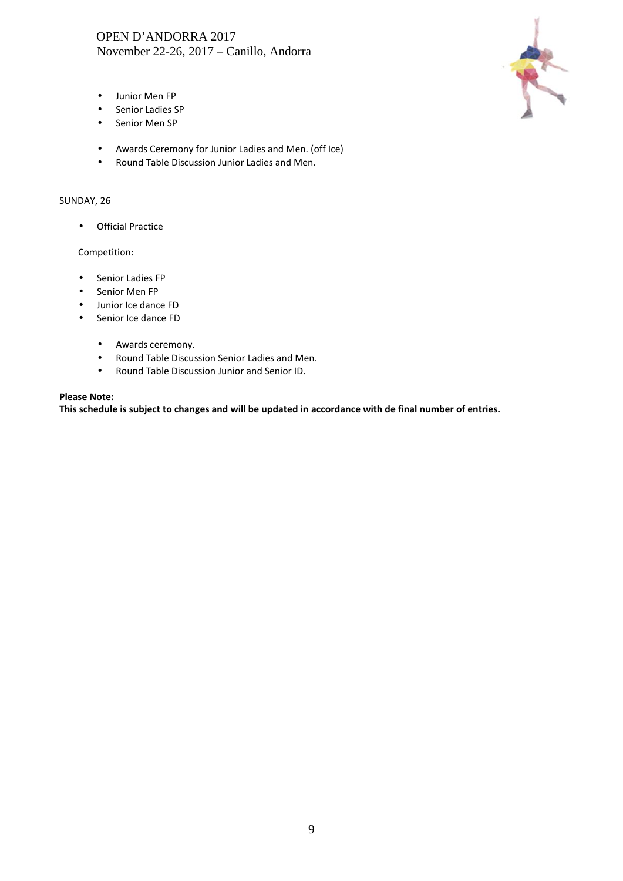- Junior Men FP
- Senior Ladies SP
- Senior Men SP

- Awards Ceremony for Junior Ladies and Men. (off Ice)
- Round Table Discussion Junior Ladies and Men.

SUNDAY, 26

- Official Practice

Competition:

- Senior Ladies FP
- Senior Men FP
- Junior Ice dance FD
- Senior Ice dance FD

  - Awards ceremony.
  - Round Table Discussion Senior Ladies and Men.
  - Round Table Discussion Junior and Senior ID.

**Please Note:**
**This schedule is subject to changes and will be updated in accordance with de final number of entries.**